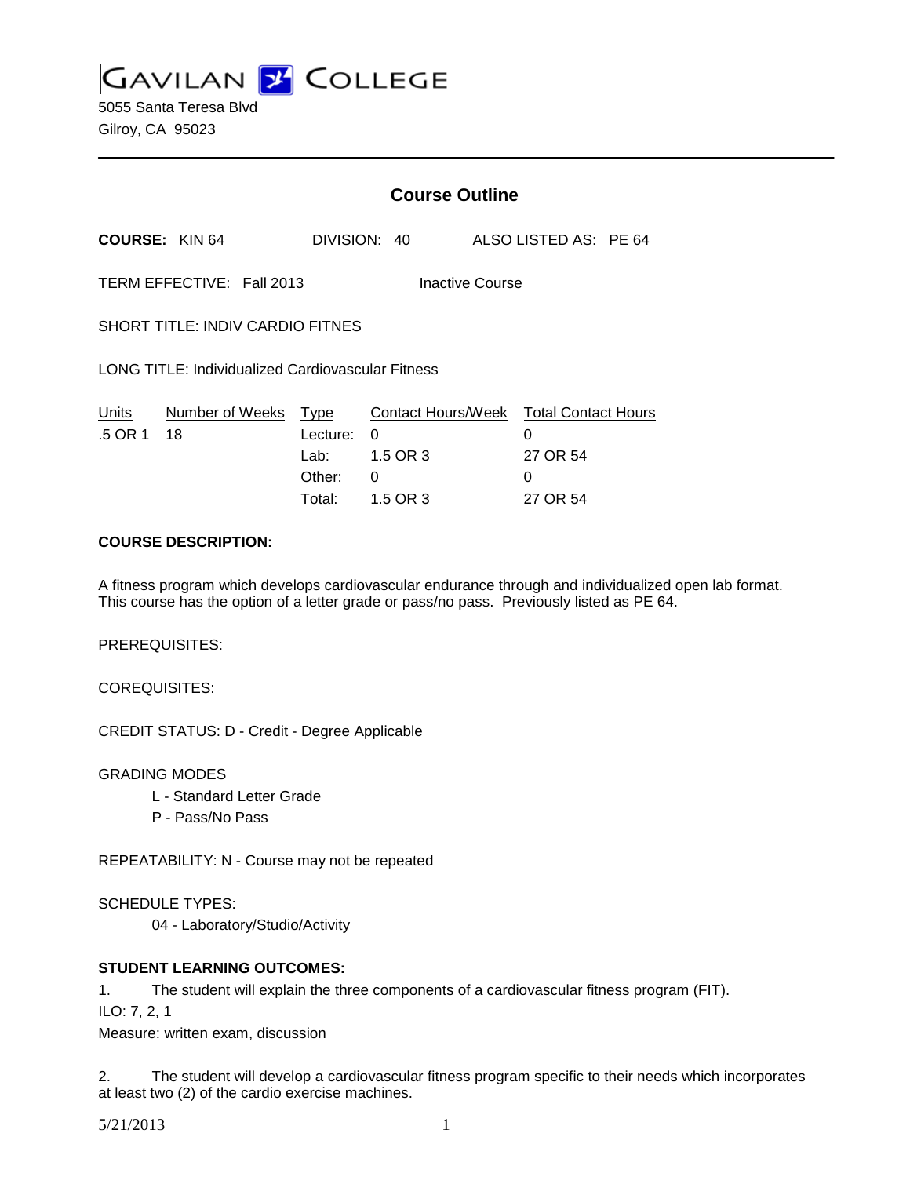# GAVILAN COLLEGE

5055 Santa Teresa Blvd
Gilroy, CA 95023

## Course Outline

**COURSE:** KIN 64 DIVISION: 40 ALSO LISTED AS: PE 64

TERM EFFECTIVE: Fall 2013 Inactive Course

SHORT TITLE: INDIV CARDIO FITNES

LONG TITLE: Individualized Cardiovascular Fitness

| Units | Number of Weeks | Type | Contact Hours/Week | Total Contact Hours |
|---|---|---|---|---|
| .5 OR 1 | 18 | Lecture: | 0 | 0 |
| | | Lab: | 1.5 OR 3 | 27 OR 54 |
| | | Other: | 0 | 0 |
| | | Total: | 1.5 OR 3 | 27 OR 54 |

**COURSE DESCRIPTION:**

A fitness program which develops cardiovascular endurance through and individualized open lab format. This course has the option of a letter grade or pass/no pass. Previously listed as PE 64.

PREREQUISITES:

COREQUISITES:

CREDIT STATUS: D - Credit - Degree Applicable

GRADING MODES

- L - Standard Letter Grade
- P - Pass/No Pass

REPEATABILITY: N - Course may not be repeated

SCHEDULE TYPES:

- 04 - Laboratory/Studio/Activity

**STUDENT LEARNING OUTCOMES:**

1. The student will explain the three components of a cardiovascular fitness program (FIT).
ILO: 7, 2, 1
Measure: written exam, discussion

2. The student will develop a cardiovascular fitness program specific to their needs which incorporates at least two (2) of the cardio exercise machines.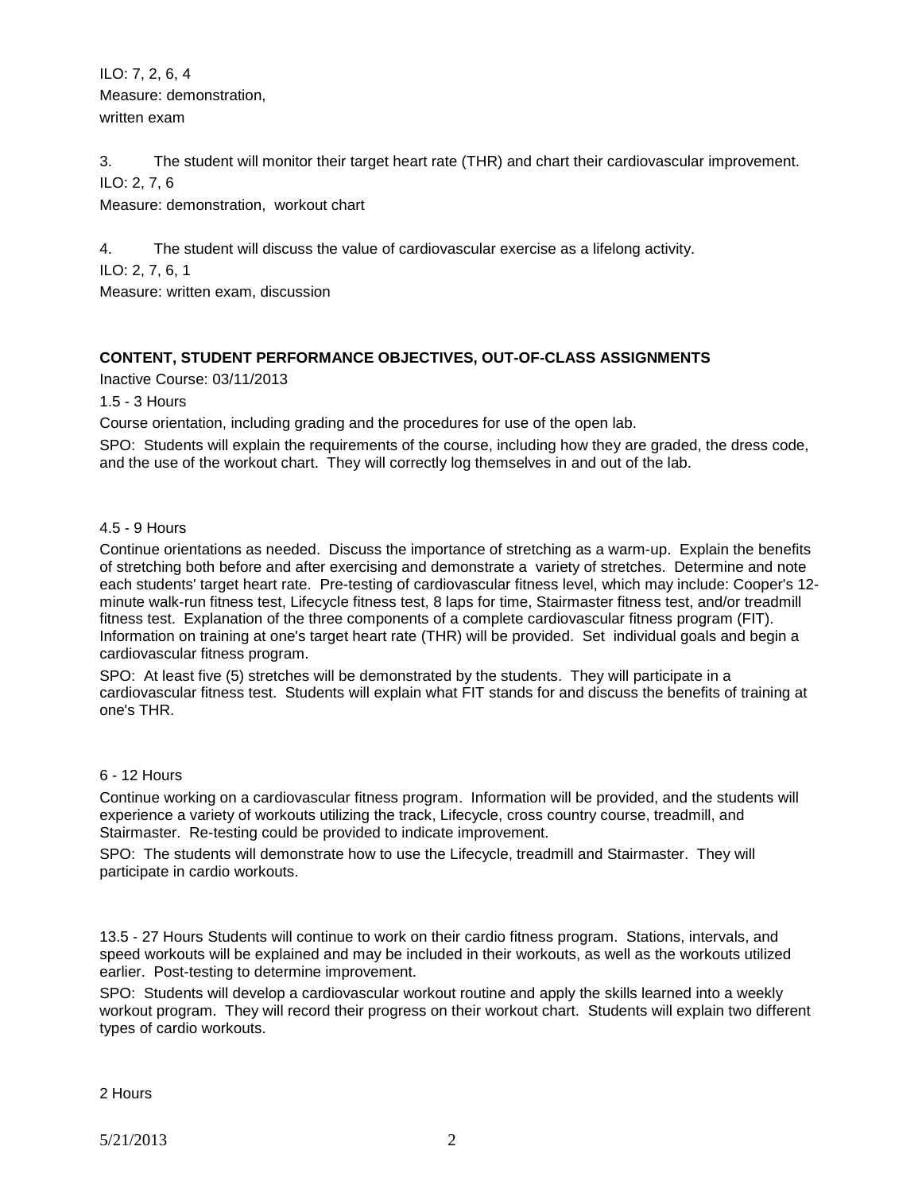ILO: 7, 2, 6, 4
Measure: demonstration,
written exam

3. The student will monitor their target heart rate (THR) and chart their cardiovascular improvement.
ILO: 2, 7, 6
Measure: demonstration, workout chart

4. The student will discuss the value of cardiovascular exercise as a lifelong activity.
ILO: 2, 7, 6, 1
Measure: written exam, discussion

**CONTENT, STUDENT PERFORMANCE OBJECTIVES, OUT-OF-CLASS ASSIGNMENTS**

Inactive Course: 03/11/2013

1.5 - 3 Hours

Course orientation, including grading and the procedures for use of the open lab.

SPO: Students will explain the requirements of the course, including how they are graded, the dress code, and the use of the workout chart. They will correctly log themselves in and out of the lab.

4.5 - 9 Hours

Continue orientations as needed. Discuss the importance of stretching as a warm-up. Explain the benefits of stretching both before and after exercising and demonstrate a variety of stretches. Determine and note each students' target heart rate. Pre-testing of cardiovascular fitness level, which may include: Cooper's 12-minute walk-run fitness test, Lifecycle fitness test, 8 laps for time, Stairmaster fitness test, and/or treadmill fitness test. Explanation of the three components of a complete cardiovascular fitness program (FIT). Information on training at one's target heart rate (THR) will be provided. Set individual goals and begin a cardiovascular fitness program.

SPO: At least five (5) stretches will be demonstrated by the students. They will participate in a cardiovascular fitness test. Students will explain what FIT stands for and discuss the benefits of training at one's THR.

6 - 12 Hours

Continue working on a cardiovascular fitness program. Information will be provided, and the students will experience a variety of workouts utilizing the track, Lifecycle, cross country course, treadmill, and Stairmaster. Re-testing could be provided to indicate improvement.

SPO: The students will demonstrate how to use the Lifecycle, treadmill and Stairmaster. They will participate in cardio workouts.

13.5 - 27 Hours Students will continue to work on their cardio fitness program. Stations, intervals, and speed workouts will be explained and may be included in their workouts, as well as the workouts utilized earlier. Post-testing to determine improvement.

SPO: Students will develop a cardiovascular workout routine and apply the skills learned into a weekly workout program. They will record their progress on their workout chart. Students will explain two different types of cardio workouts.

2 Hours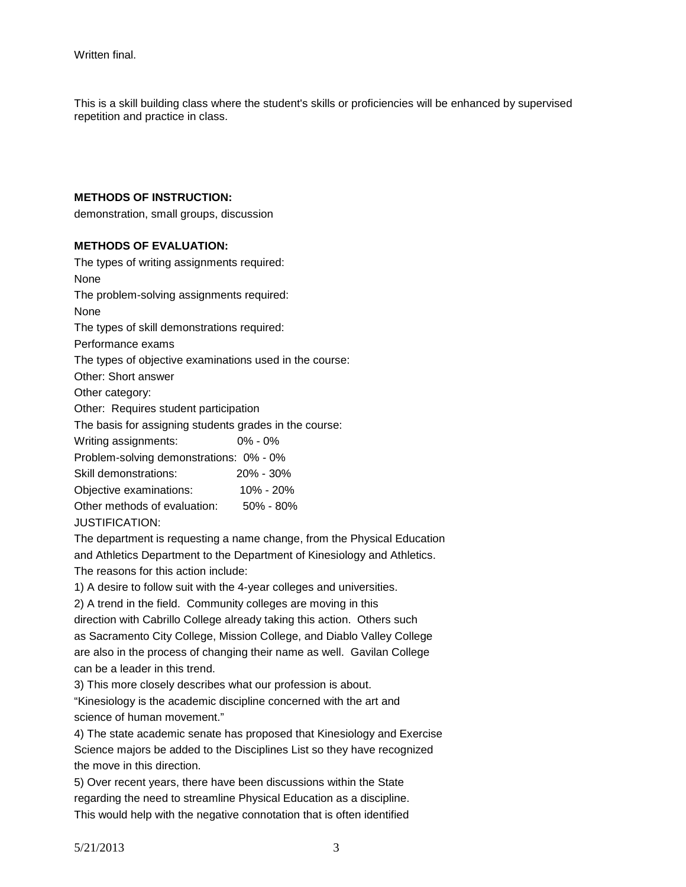Written final.

This is a skill building class where the student's skills or proficiencies will be enhanced by supervised repetition and practice in class.

**METHODS OF INSTRUCTION:**

demonstration, small groups, discussion

**METHODS OF EVALUATION:**

The types of writing assignments required:
None
The problem-solving assignments required:
None
The types of skill demonstrations required:
Performance exams
The types of objective examinations used in the course:
Other: Short answer
Other category:
Other: Requires student participation
The basis for assigning students grades in the course:
Writing assignments: 0% - 0%
Problem-solving demonstrations: 0% - 0%
Skill demonstrations: 20% - 30%
Objective examinations: 10% - 20%
Other methods of evaluation: 50% - 80%
JUSTIFICATION:
The department is requesting a name change, from the Physical Education and Athletics Department to the Department of Kinesiology and Athletics.
The reasons for this action include:
1) A desire to follow suit with the 4-year colleges and universities.
2) A trend in the field. Community colleges are moving in this direction with Cabrillo College already taking this action. Others such as Sacramento City College, Mission College, and Diablo Valley College are also in the process of changing their name as well. Gavilan College can be a leader in this trend.
3) This more closely describes what our profession is about. "Kinesiology is the academic discipline concerned with the art and science of human movement."
4) The state academic senate has proposed that Kinesiology and Exercise Science majors be added to the Disciplines List so they have recognized the move in this direction.
5) Over recent years, there have been discussions within the State regarding the need to streamline Physical Education as a discipline. This would help with the negative connotation that is often identified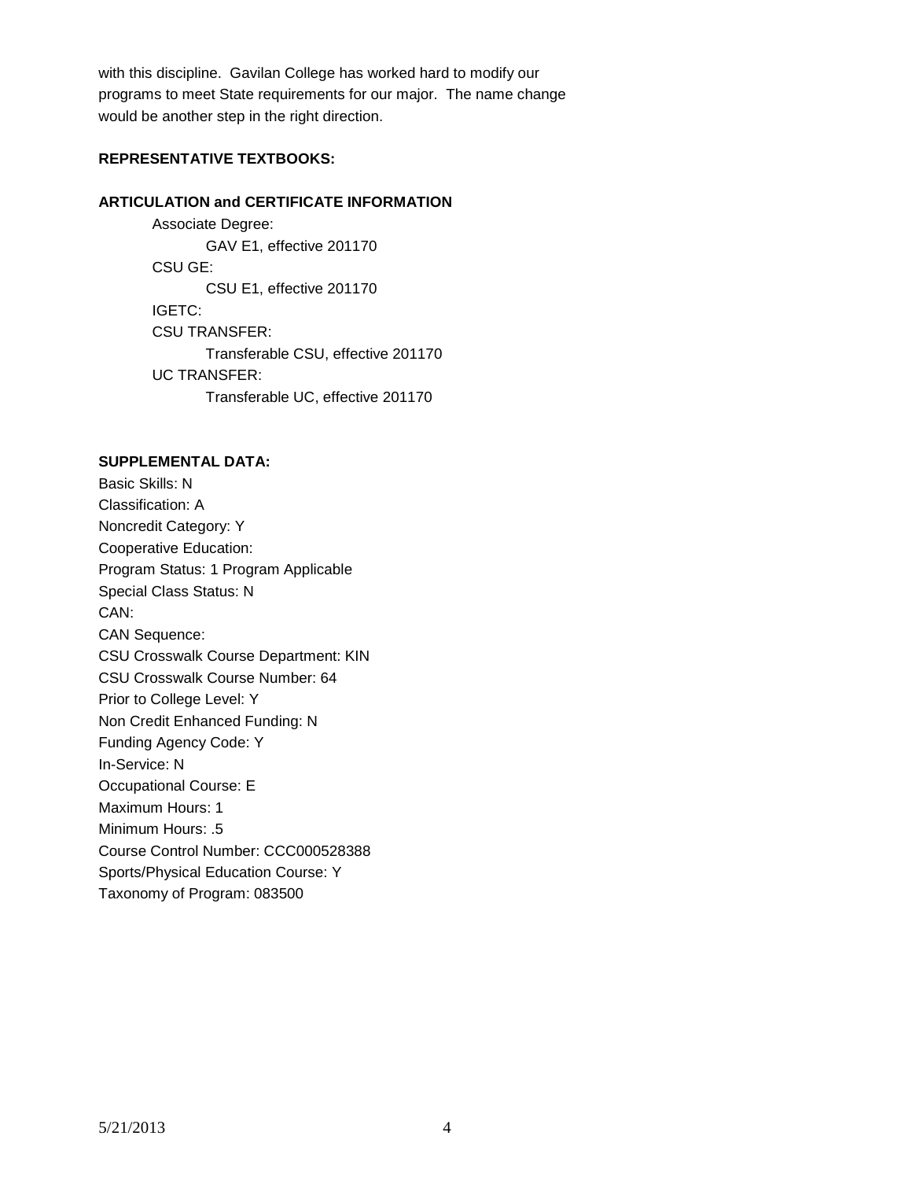with this discipline. Gavilan College has worked hard to modify our programs to meet State requirements for our major. The name change would be another step in the right direction.

**REPRESENTATIVE TEXTBOOKS:**

**ARTICULATION and CERTIFICATE INFORMATION**

Associate Degree:
    GAV E1, effective 201170
CSU GE:
    CSU E1, effective 201170
IGETC:
CSU TRANSFER:
    Transferable CSU, effective 201170
UC TRANSFER:
    Transferable UC, effective 201170

**SUPPLEMENTAL DATA:**

Basic Skills: N
Classification: A
Noncredit Category: Y
Cooperative Education:
Program Status: 1 Program Applicable
Special Class Status: N
CAN:
CAN Sequence:
CSU Crosswalk Course Department: KIN
CSU Crosswalk Course Number: 64
Prior to College Level: Y
Non Credit Enhanced Funding: N
Funding Agency Code: Y
In-Service: N
Occupational Course: E
Maximum Hours: 1
Minimum Hours: .5
Course Control Number: CCC000528388
Sports/Physical Education Course: Y
Taxonomy of Program: 083500